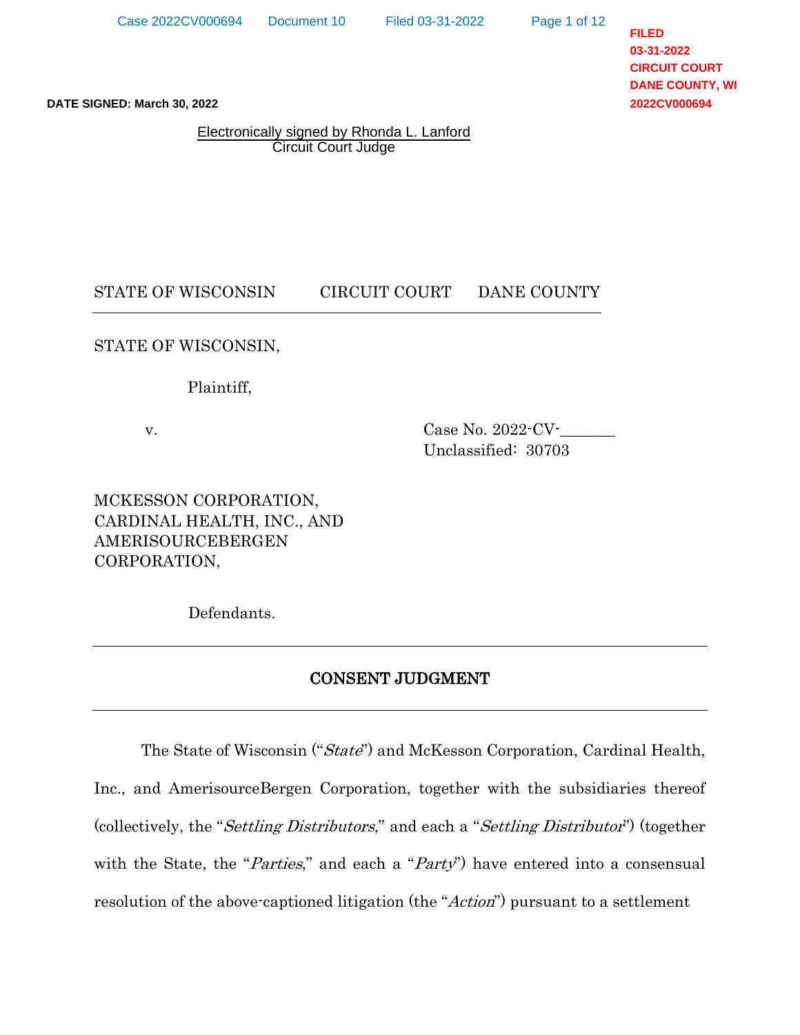FILED
03-31-2022
CIRCUIT COURT
DANE COUNTY, WI
2022CV000694

**DATE SIGNED: March 30, 2022**

Electronically signed by Rhonda L. Lanford
Circuit Court Judge

STATE OF WISCONSIN CIRCUIT COURT DANE COUNTY

STATE OF WISCONSIN,

Plaintiff,

v.

Case No. 2022-CV-_______
Unclassified: 30703

MCKESSON CORPORATION, CARDINAL HEALTH, INC., AND AMERISOURCEBERGEN CORPORATION,

Defendants.

# CONSENT JUDGMENT

The State of Wisconsin ("*State*") and McKesson Corporation, Cardinal Health, Inc., and AmerisourceBergen Corporation, together with the subsidiaries thereof (collectively, the "*Settling Distributors*," and each a "*Settling Distributor*") (together with the State, the "*Parties*," and each a "*Party*") have entered into a consensual resolution of the above-captioned litigation (the "*Action*") pursuant to a settlement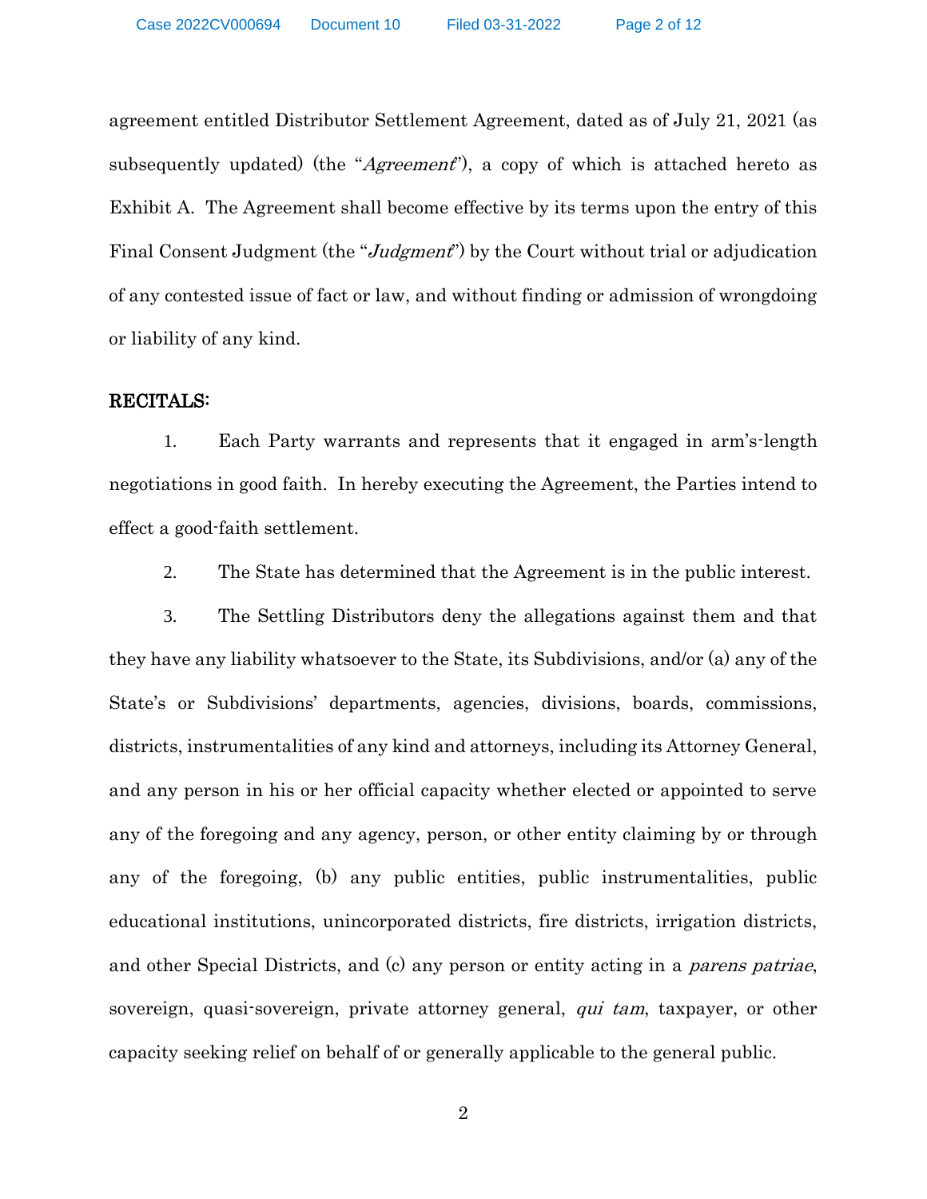agreement entitled Distributor Settlement Agreement, dated as of July 21, 2021 (as subsequently updated) (the "*Agreement*"), a copy of which is attached hereto as Exhibit A. The Agreement shall become effective by its terms upon the entry of this Final Consent Judgment (the "*Judgment*") by the Court without trial or adjudication of any contested issue of fact or law, and without finding or admission of wrongdoing or liability of any kind.

**RECITALS:**

1. Each Party warrants and represents that it engaged in arm's-length negotiations in good faith. In hereby executing the Agreement, the Parties intend to effect a good-faith settlement.

2. The State has determined that the Agreement is in the public interest.

3. The Settling Distributors deny the allegations against them and that they have any liability whatsoever to the State, its Subdivisions, and/or (a) any of the State's or Subdivisions' departments, agencies, divisions, boards, commissions, districts, instrumentalities of any kind and attorneys, including its Attorney General, and any person in his or her official capacity whether elected or appointed to serve any of the foregoing and any agency, person, or other entity claiming by or through any of the foregoing, (b) any public entities, public instrumentalities, public educational institutions, unincorporated districts, fire districts, irrigation districts, and other Special Districts, and (c) any person or entity acting in a *parens patriae*, sovereign, quasi-sovereign, private attorney general, *qui tam*, taxpayer, or other capacity seeking relief on behalf of or generally applicable to the general public.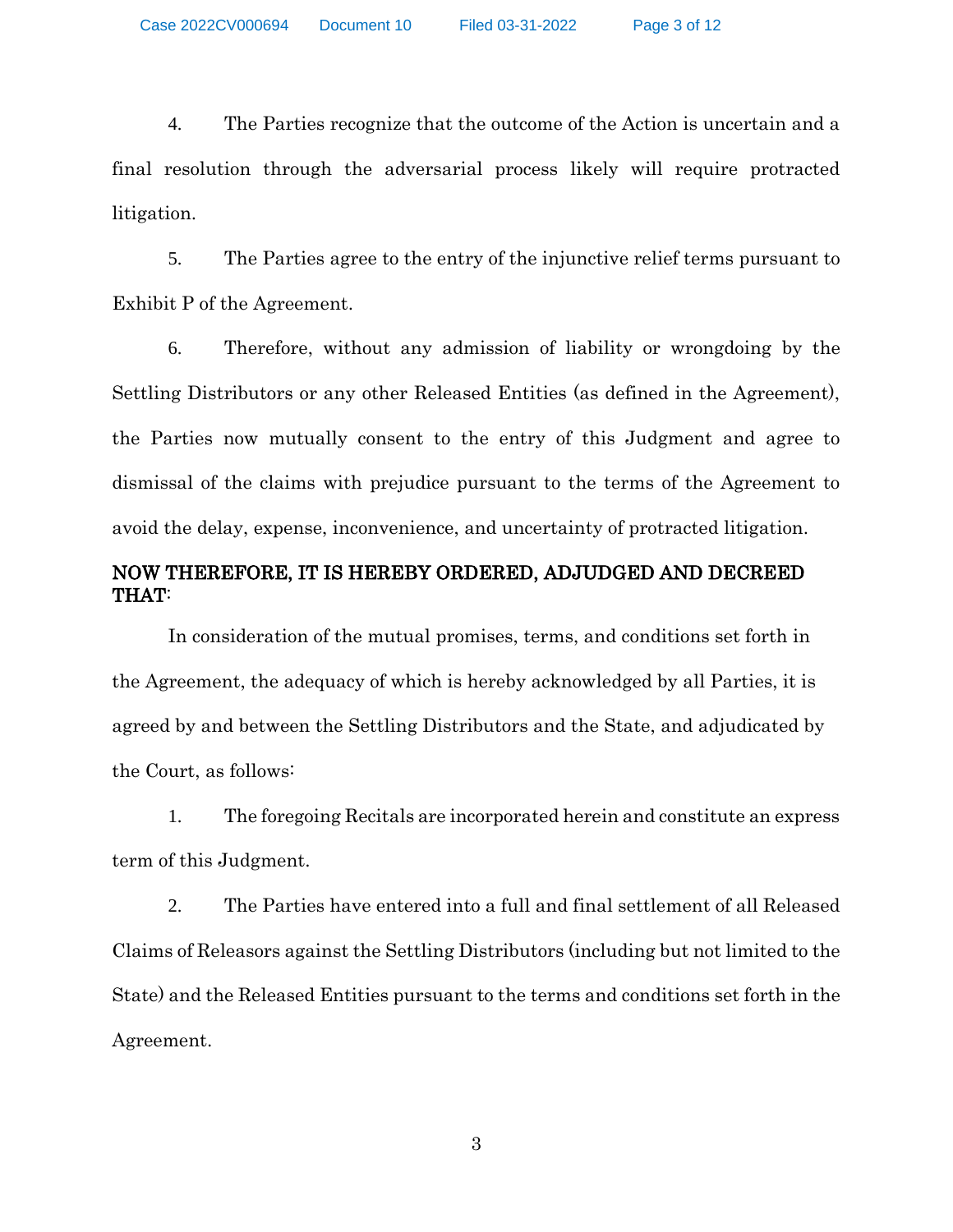4. The Parties recognize that the outcome of the Action is uncertain and a final resolution through the adversarial process likely will require protracted litigation.

5. The Parties agree to the entry of the injunctive relief terms pursuant to Exhibit P of the Agreement.

6. Therefore, without any admission of liability or wrongdoing by the Settling Distributors or any other Released Entities (as defined in the Agreement), the Parties now mutually consent to the entry of this Judgment and agree to dismissal of the claims with prejudice pursuant to the terms of the Agreement to avoid the delay, expense, inconvenience, and uncertainty of protracted litigation.

**NOW THEREFORE, IT IS HEREBY ORDERED, ADJUDGED AND DECREED THAT**:

In consideration of the mutual promises, terms, and conditions set forth in the Agreement, the adequacy of which is hereby acknowledged by all Parties, it is agreed by and between the Settling Distributors and the State, and adjudicated by the Court, as follows:

1. The foregoing Recitals are incorporated herein and constitute an express term of this Judgment.

2. The Parties have entered into a full and final settlement of all Released Claims of Releasors against the Settling Distributors (including but not limited to the State) and the Released Entities pursuant to the terms and conditions set forth in the Agreement.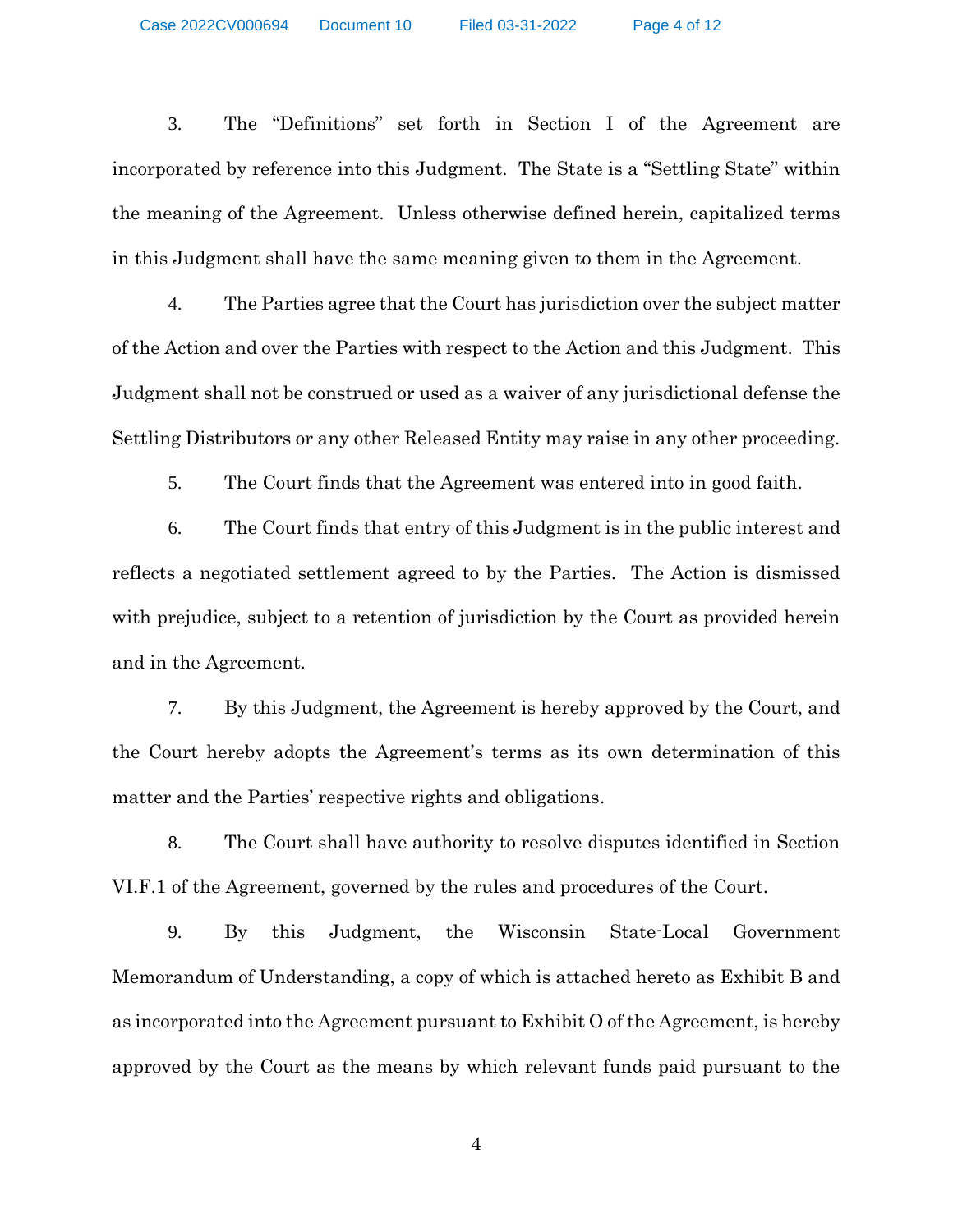3. The "Definitions" set forth in Section I of the Agreement are incorporated by reference into this Judgment. The State is a "Settling State" within the meaning of the Agreement. Unless otherwise defined herein, capitalized terms in this Judgment shall have the same meaning given to them in the Agreement.

4. The Parties agree that the Court has jurisdiction over the subject matter of the Action and over the Parties with respect to the Action and this Judgment. This Judgment shall not be construed or used as a waiver of any jurisdictional defense the Settling Distributors or any other Released Entity may raise in any other proceeding.

5. The Court finds that the Agreement was entered into in good faith.

6. The Court finds that entry of this Judgment is in the public interest and reflects a negotiated settlement agreed to by the Parties. The Action is dismissed with prejudice, subject to a retention of jurisdiction by the Court as provided herein and in the Agreement.

7. By this Judgment, the Agreement is hereby approved by the Court, and the Court hereby adopts the Agreement's terms as its own determination of this matter and the Parties' respective rights and obligations.

8. The Court shall have authority to resolve disputes identified in Section VI.F.1 of the Agreement, governed by the rules and procedures of the Court.

9. By this Judgment, the Wisconsin State-Local Government Memorandum of Understanding, a copy of which is attached hereto as Exhibit B and as incorporated into the Agreement pursuant to Exhibit O of the Agreement, is hereby approved by the Court as the means by which relevant funds paid pursuant to the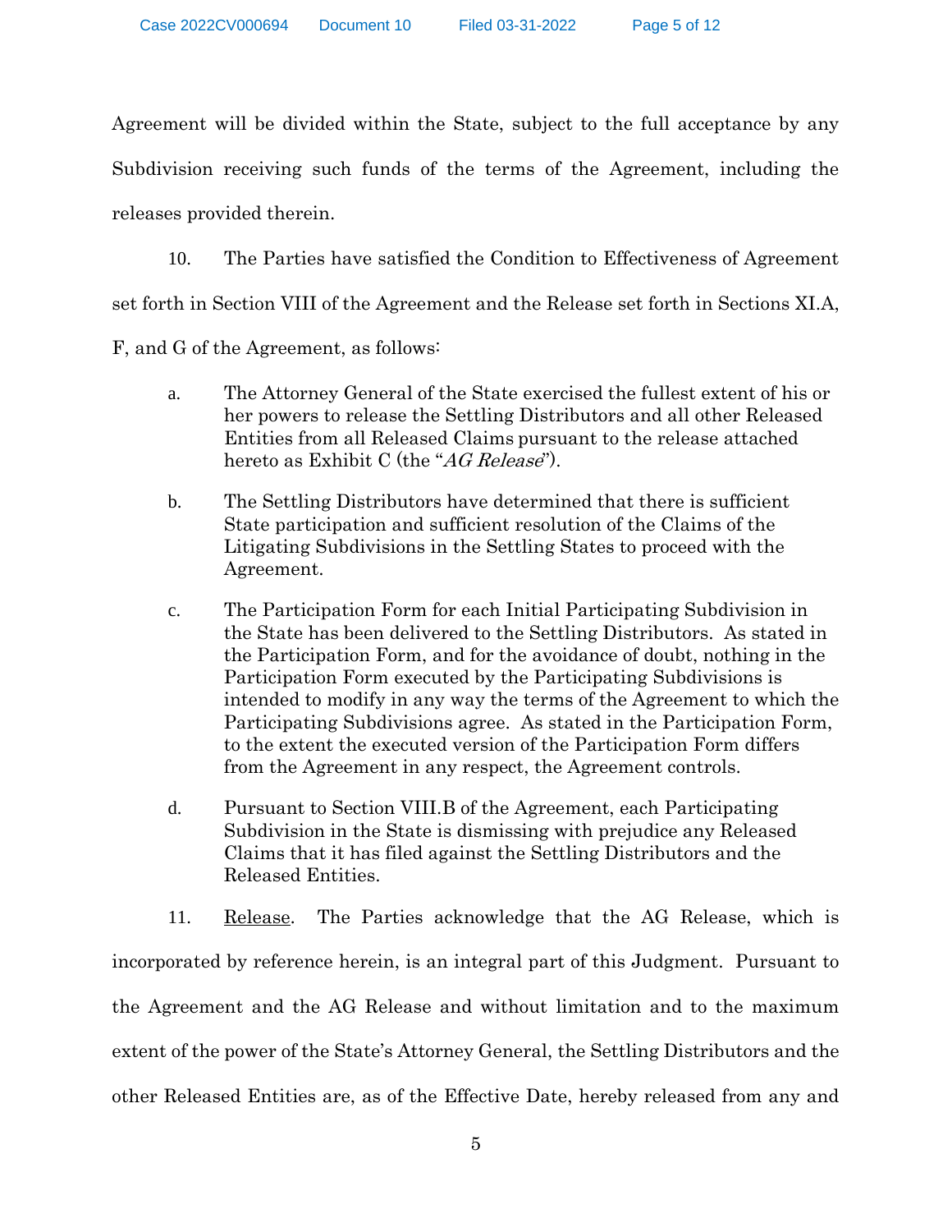Agreement will be divided within the State, subject to the full acceptance by any Subdivision receiving such funds of the terms of the Agreement, including the releases provided therein.

10. The Parties have satisfied the Condition to Effectiveness of Agreement set forth in Section VIII of the Agreement and the Release set forth in Sections XI.A, F, and G of the Agreement, as follows:

a. The Attorney General of the State exercised the fullest extent of his or her powers to release the Settling Distributors and all other Released Entities from all Released Claims pursuant to the release attached hereto as Exhibit C (the "*AG Release*").

b. The Settling Distributors have determined that there is sufficient State participation and sufficient resolution of the Claims of the Litigating Subdivisions in the Settling States to proceed with the Agreement.

c. The Participation Form for each Initial Participating Subdivision in the State has been delivered to the Settling Distributors. As stated in the Participation Form, and for the avoidance of doubt, nothing in the Participation Form executed by the Participating Subdivisions is intended to modify in any way the terms of the Agreement to which the Participating Subdivisions agree. As stated in the Participation Form, to the extent the executed version of the Participation Form differs from the Agreement in any respect, the Agreement controls.

d. Pursuant to Section VIII.B of the Agreement, each Participating Subdivision in the State is dismissing with prejudice any Released Claims that it has filed against the Settling Distributors and the Released Entities.

11. Release. The Parties acknowledge that the AG Release, which is incorporated by reference herein, is an integral part of this Judgment. Pursuant to the Agreement and the AG Release and without limitation and to the maximum extent of the power of the State's Attorney General, the Settling Distributors and the other Released Entities are, as of the Effective Date, hereby released from any and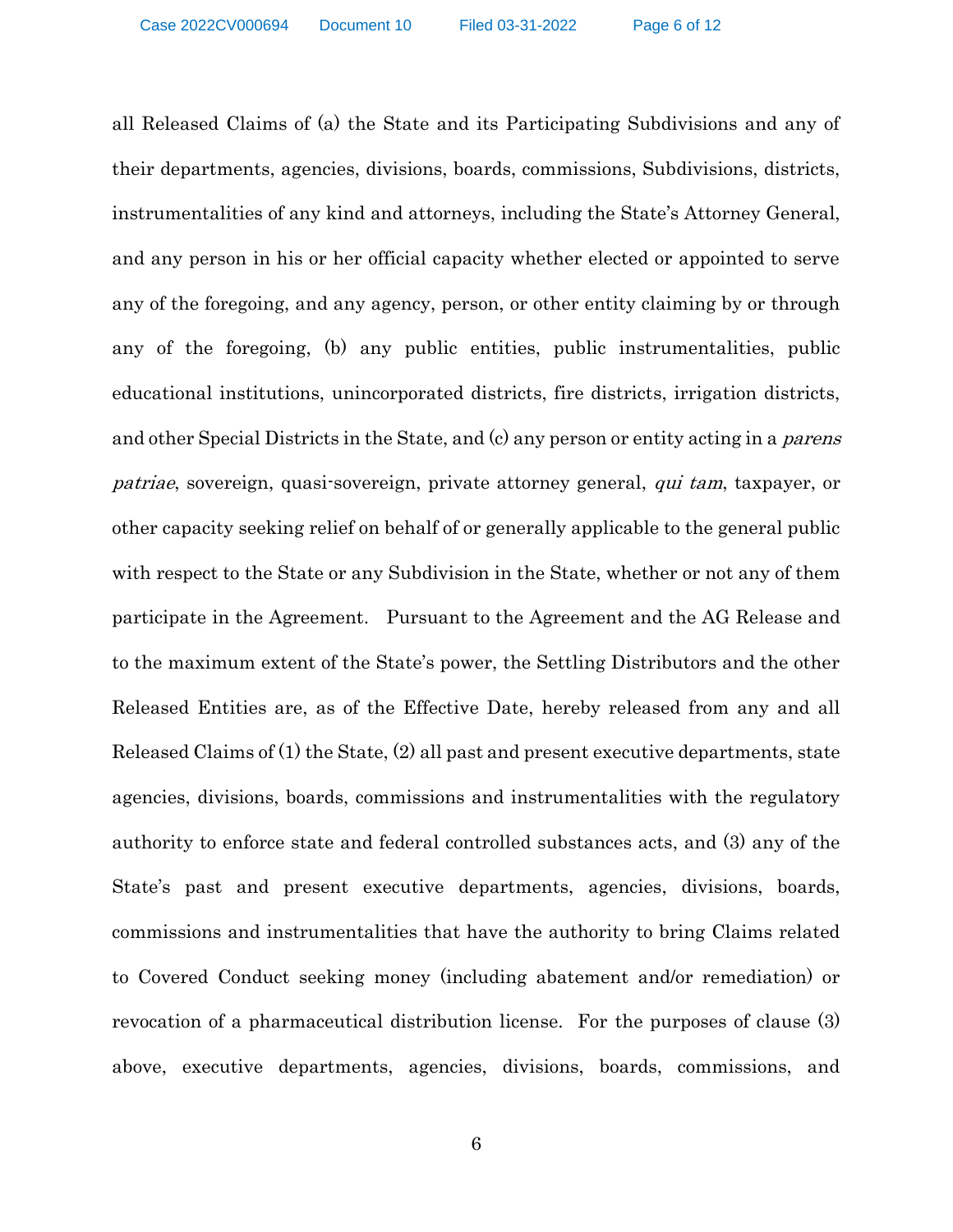all Released Claims of (a) the State and its Participating Subdivisions and any of their departments, agencies, divisions, boards, commissions, Subdivisions, districts, instrumentalities of any kind and attorneys, including the State's Attorney General, and any person in his or her official capacity whether elected or appointed to serve any of the foregoing, and any agency, person, or other entity claiming by or through any of the foregoing, (b) any public entities, public instrumentalities, public educational institutions, unincorporated districts, fire districts, irrigation districts, and other Special Districts in the State, and (c) any person or entity acting in a *parens patriae*, sovereign, quasi-sovereign, private attorney general, *qui tam*, taxpayer, or other capacity seeking relief on behalf of or generally applicable to the general public with respect to the State or any Subdivision in the State, whether or not any of them participate in the Agreement. Pursuant to the Agreement and the AG Release and to the maximum extent of the State's power, the Settling Distributors and the other Released Entities are, as of the Effective Date, hereby released from any and all Released Claims of (1) the State, (2) all past and present executive departments, state agencies, divisions, boards, commissions and instrumentalities with the regulatory authority to enforce state and federal controlled substances acts, and (3) any of the State's past and present executive departments, agencies, divisions, boards, commissions and instrumentalities that have the authority to bring Claims related to Covered Conduct seeking money (including abatement and/or remediation) or revocation of a pharmaceutical distribution license. For the purposes of clause (3) above, executive departments, agencies, divisions, boards, commissions, and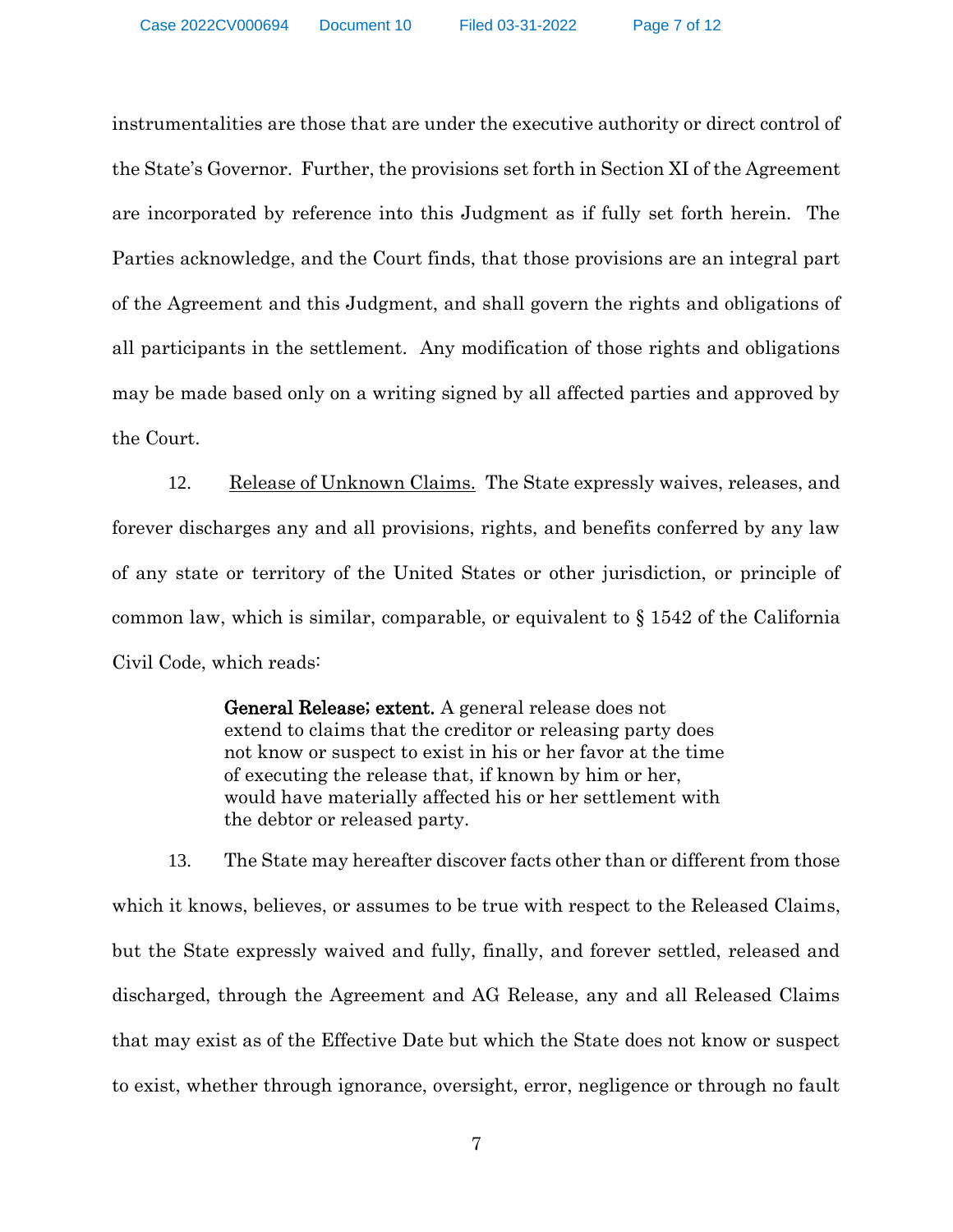instrumentalities are those that are under the executive authority or direct control of the State's Governor. Further, the provisions set forth in Section XI of the Agreement are incorporated by reference into this Judgment as if fully set forth herein. The Parties acknowledge, and the Court finds, that those provisions are an integral part of the Agreement and this Judgment, and shall govern the rights and obligations of all participants in the settlement. Any modification of those rights and obligations may be made based only on a writing signed by all affected parties and approved by the Court.

12. Release of Unknown Claims. The State expressly waives, releases, and forever discharges any and all provisions, rights, and benefits conferred by any law of any state or territory of the United States or other jurisdiction, or principle of common law, which is similar, comparable, or equivalent to § 1542 of the California Civil Code, which reads:

> **General Release; extent.** A general release does not extend to claims that the creditor or releasing party does not know or suspect to exist in his or her favor at the time of executing the release that, if known by him or her, would have materially affected his or her settlement with the debtor or released party.

13. The State may hereafter discover facts other than or different from those which it knows, believes, or assumes to be true with respect to the Released Claims, but the State expressly waived and fully, finally, and forever settled, released and discharged, through the Agreement and AG Release, any and all Released Claims that may exist as of the Effective Date but which the State does not know or suspect to exist, whether through ignorance, oversight, error, negligence or through no fault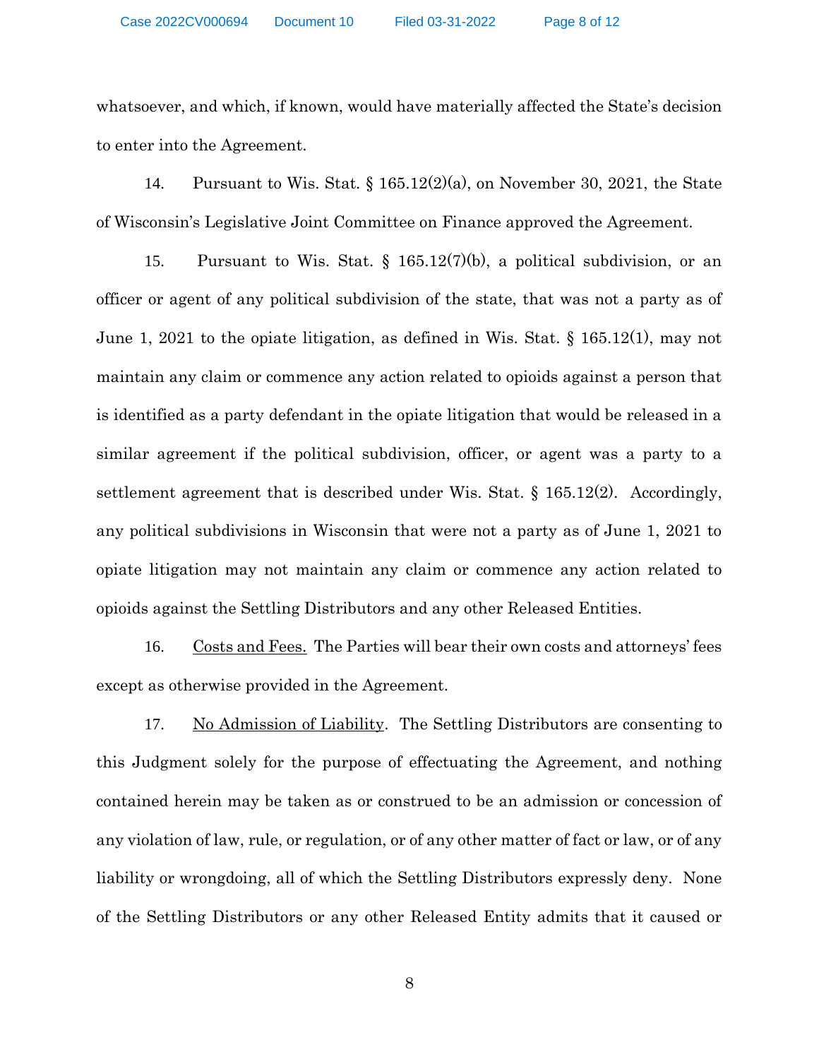whatsoever, and which, if known, would have materially affected the State's decision to enter into the Agreement.

14. Pursuant to Wis. Stat. § 165.12(2)(a), on November 30, 2021, the State of Wisconsin's Legislative Joint Committee on Finance approved the Agreement.

15. Pursuant to Wis. Stat. § 165.12(7)(b), a political subdivision, or an officer or agent of any political subdivision of the state, that was not a party as of June 1, 2021 to the opiate litigation, as defined in Wis. Stat. § 165.12(1), may not maintain any claim or commence any action related to opioids against a person that is identified as a party defendant in the opiate litigation that would be released in a similar agreement if the political subdivision, officer, or agent was a party to a settlement agreement that is described under Wis. Stat. § 165.12(2). Accordingly, any political subdivisions in Wisconsin that were not a party as of June 1, 2021 to opiate litigation may not maintain any claim or commence any action related to opioids against the Settling Distributors and any other Released Entities.

16. <u>Costs and Fees.</u> The Parties will bear their own costs and attorneys' fees except as otherwise provided in the Agreement.

17. <u>No Admission of Liability</u>. The Settling Distributors are consenting to this Judgment solely for the purpose of effectuating the Agreement, and nothing contained herein may be taken as or construed to be an admission or concession of any violation of law, rule, or regulation, or of any other matter of fact or law, or of any liability or wrongdoing, all of which the Settling Distributors expressly deny. None of the Settling Distributors or any other Released Entity admits that it caused or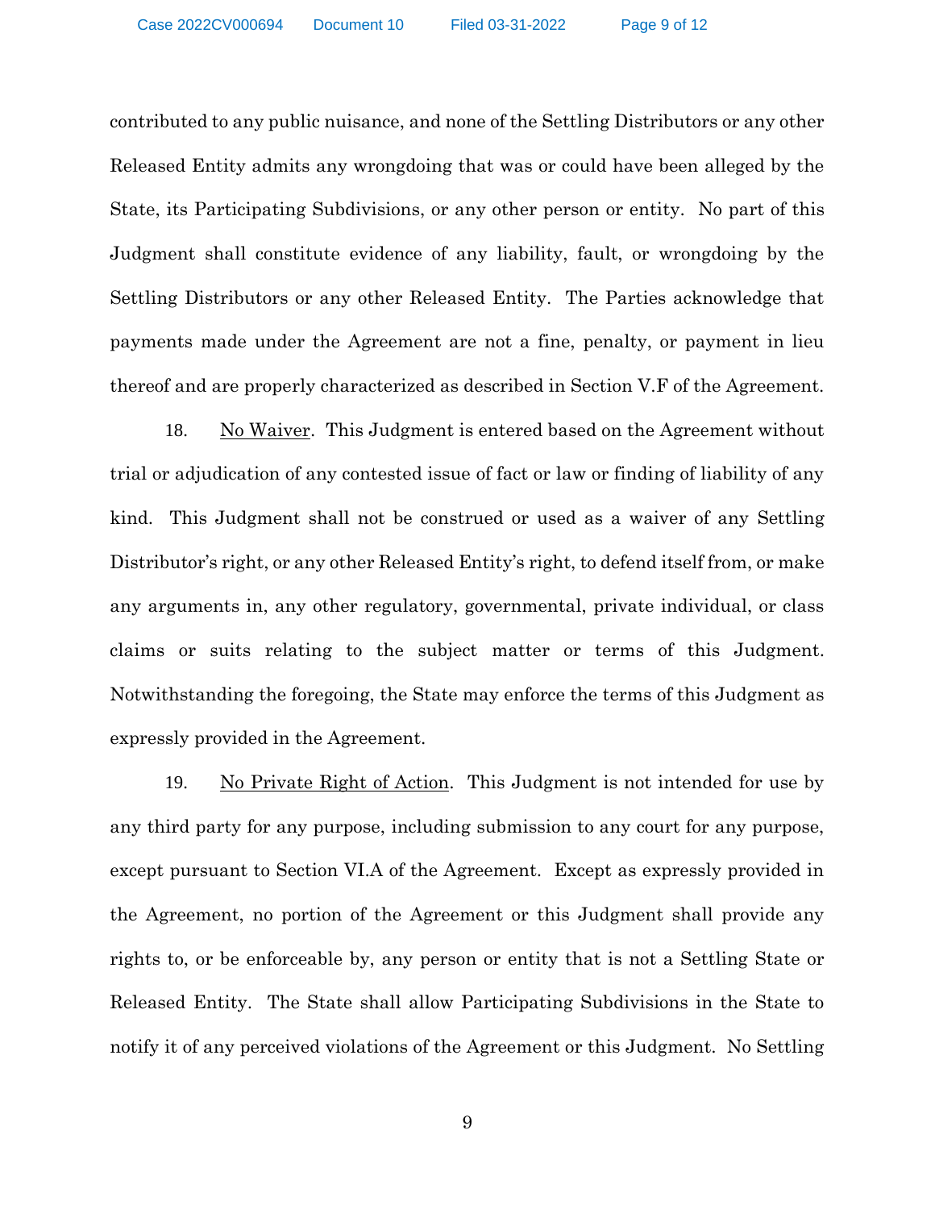contributed to any public nuisance, and none of the Settling Distributors or any other Released Entity admits any wrongdoing that was or could have been alleged by the State, its Participating Subdivisions, or any other person or entity. No part of this Judgment shall constitute evidence of any liability, fault, or wrongdoing by the Settling Distributors or any other Released Entity. The Parties acknowledge that payments made under the Agreement are not a fine, penalty, or payment in lieu thereof and are properly characterized as described in Section V.F of the Agreement.

18. No Waiver. This Judgment is entered based on the Agreement without trial or adjudication of any contested issue of fact or law or finding of liability of any kind. This Judgment shall not be construed or used as a waiver of any Settling Distributor's right, or any other Released Entity's right, to defend itself from, or make any arguments in, any other regulatory, governmental, private individual, or class claims or suits relating to the subject matter or terms of this Judgment. Notwithstanding the foregoing, the State may enforce the terms of this Judgment as expressly provided in the Agreement.

19. No Private Right of Action. This Judgment is not intended for use by any third party for any purpose, including submission to any court for any purpose, except pursuant to Section VI.A of the Agreement. Except as expressly provided in the Agreement, no portion of the Agreement or this Judgment shall provide any rights to, or be enforceable by, any person or entity that is not a Settling State or Released Entity. The State shall allow Participating Subdivisions in the State to notify it of any perceived violations of the Agreement or this Judgment. No Settling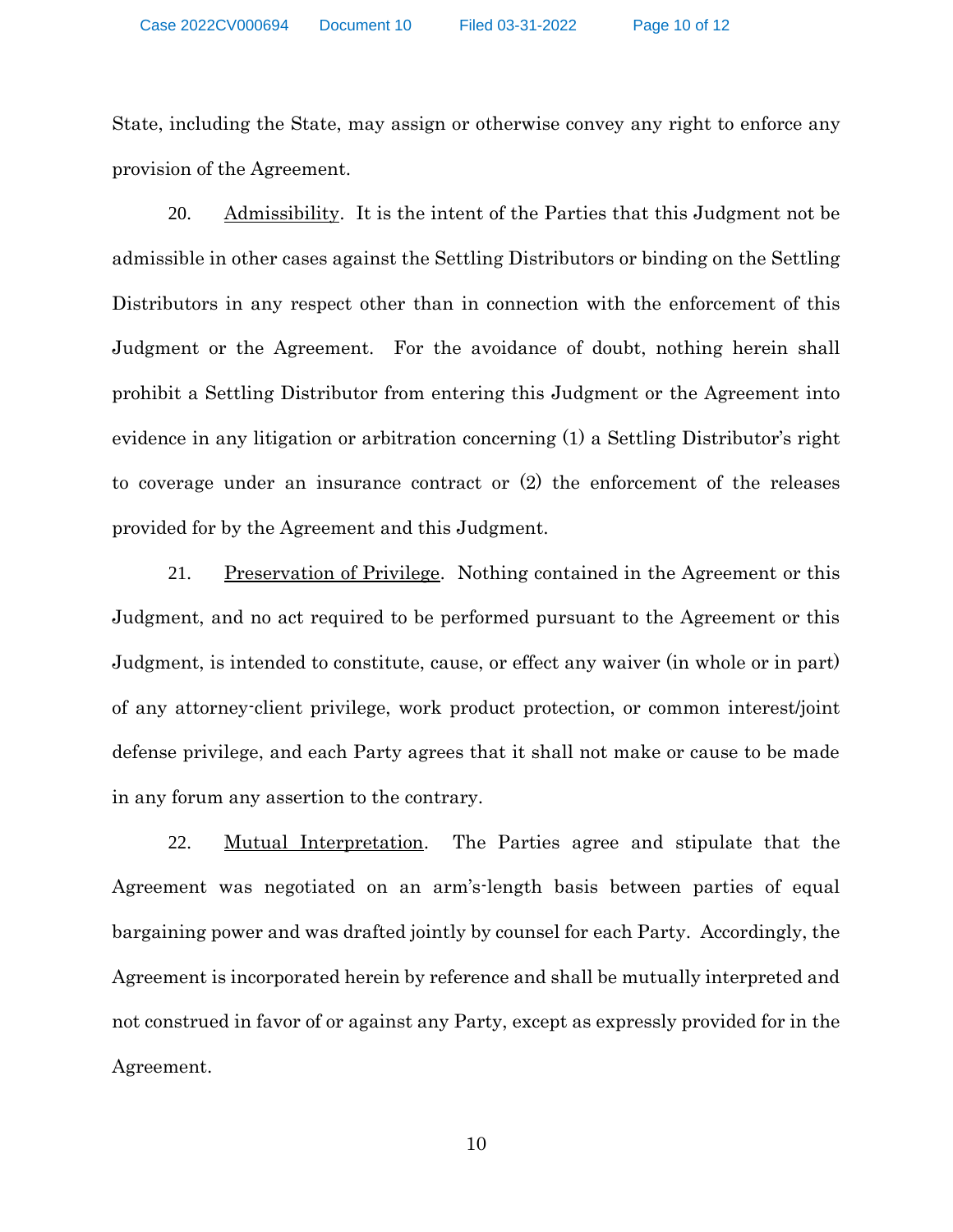State, including the State, may assign or otherwise convey any right to enforce any provision of the Agreement.

20. Admissibility. It is the intent of the Parties that this Judgment not be admissible in other cases against the Settling Distributors or binding on the Settling Distributors in any respect other than in connection with the enforcement of this Judgment or the Agreement. For the avoidance of doubt, nothing herein shall prohibit a Settling Distributor from entering this Judgment or the Agreement into evidence in any litigation or arbitration concerning (1) a Settling Distributor's right to coverage under an insurance contract or (2) the enforcement of the releases provided for by the Agreement and this Judgment.

21. Preservation of Privilege. Nothing contained in the Agreement or this Judgment, and no act required to be performed pursuant to the Agreement or this Judgment, is intended to constitute, cause, or effect any waiver (in whole or in part) of any attorney-client privilege, work product protection, or common interest/joint defense privilege, and each Party agrees that it shall not make or cause to be made in any forum any assertion to the contrary.

22. Mutual Interpretation. The Parties agree and stipulate that the Agreement was negotiated on an arm's-length basis between parties of equal bargaining power and was drafted jointly by counsel for each Party. Accordingly, the Agreement is incorporated herein by reference and shall be mutually interpreted and not construed in favor of or against any Party, except as expressly provided for in the Agreement.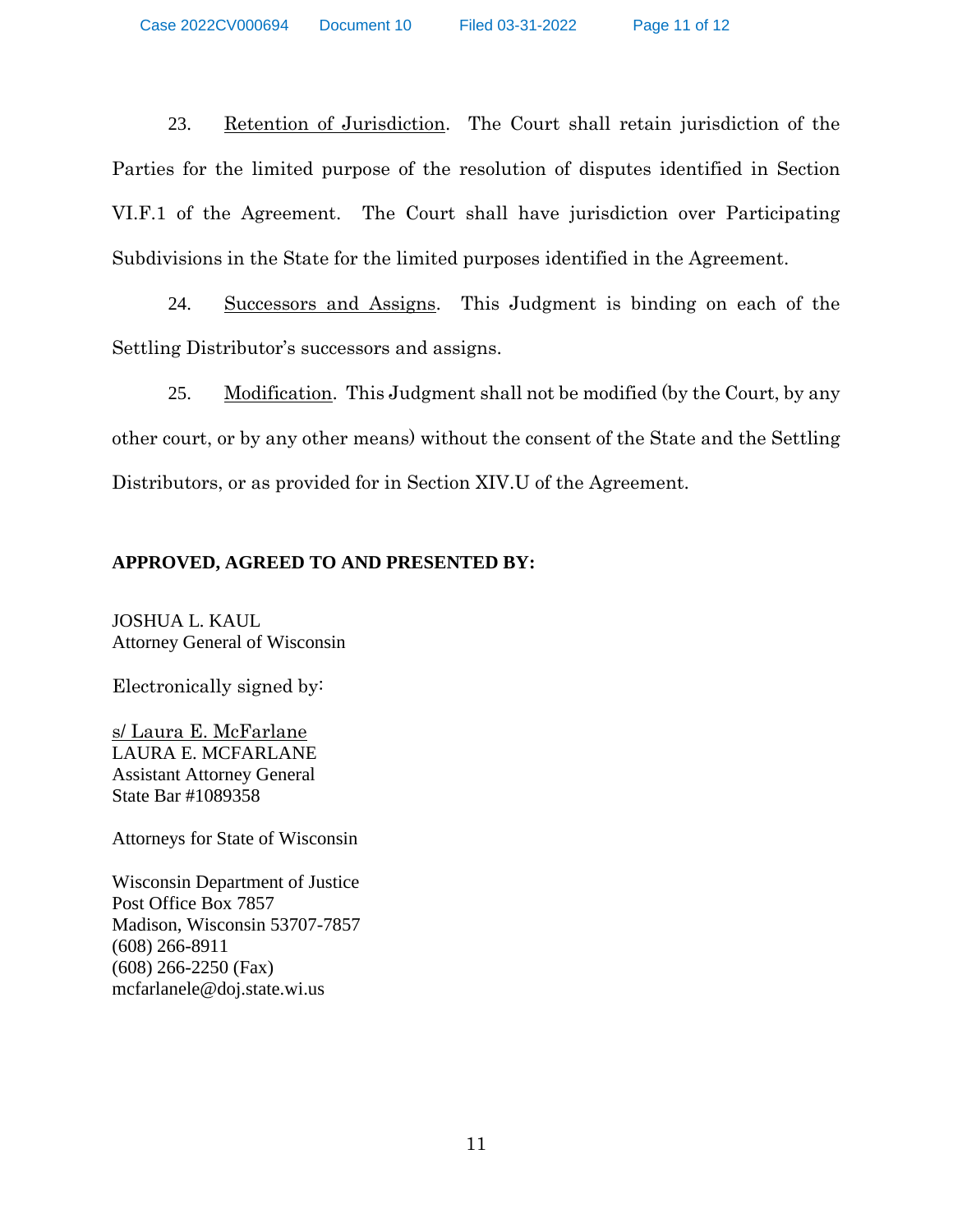23. Retention of Jurisdiction. The Court shall retain jurisdiction of the Parties for the limited purpose of the resolution of disputes identified in Section VI.F.1 of the Agreement. The Court shall have jurisdiction over Participating Subdivisions in the State for the limited purposes identified in the Agreement.

24. Successors and Assigns. This Judgment is binding on each of the Settling Distributor's successors and assigns.

25. Modification. This Judgment shall not be modified (by the Court, by any other court, or by any other means) without the consent of the State and the Settling Distributors, or as provided for in Section XIV.U of the Agreement.

**APPROVED, AGREED TO AND PRESENTED BY:**

JOSHUA L. KAUL
Attorney General of Wisconsin

Electronically signed by:

s/ Laura E. McFarlane
LAURA E. MCFARLANE
Assistant Attorney General
State Bar #1089358

Attorneys for State of Wisconsin

Wisconsin Department of Justice
Post Office Box 7857
Madison, Wisconsin 53707-7857
(608) 266-8911
(608) 266-2250 (Fax)
mcfarlanele@doj.state.wi.us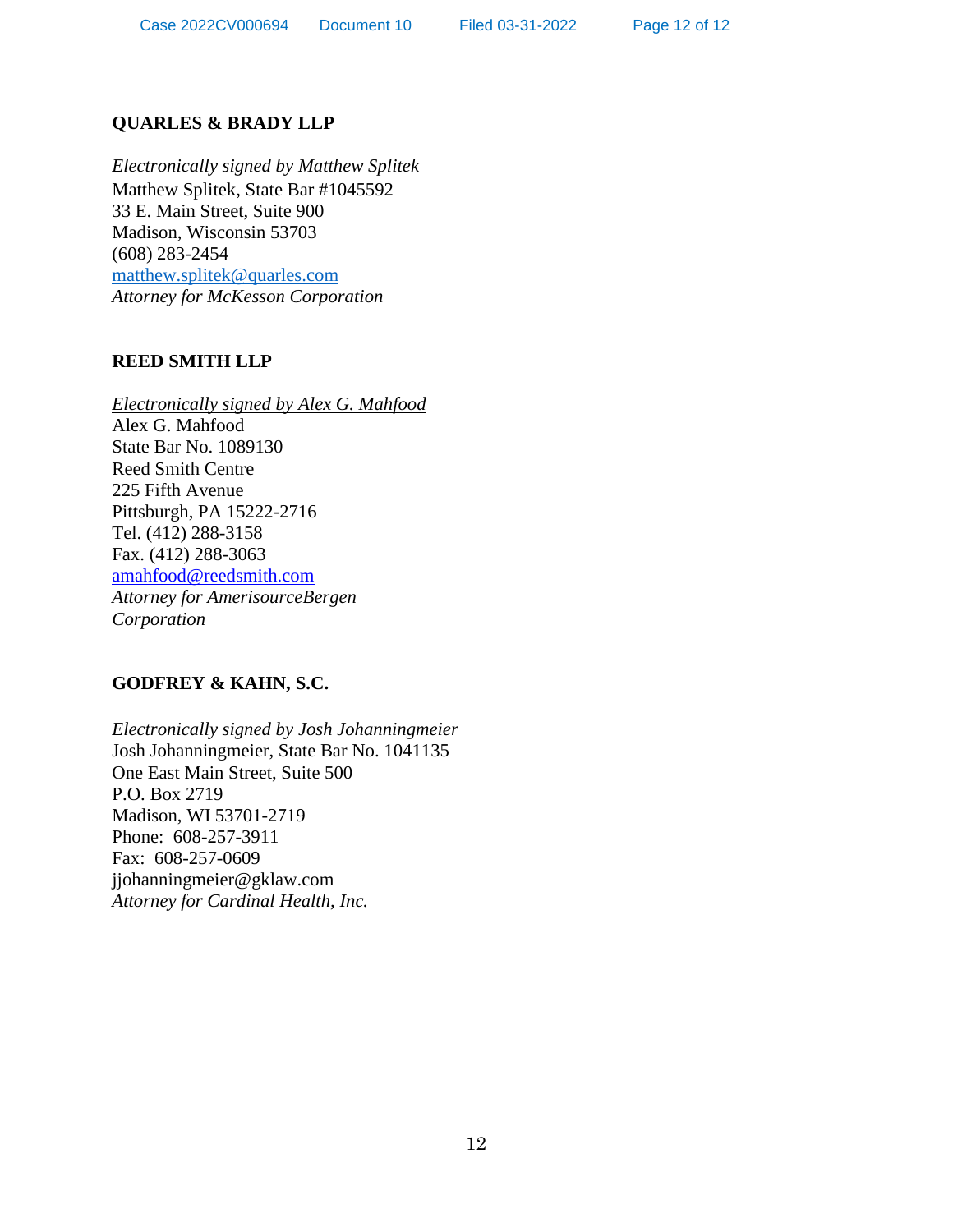**QUARLES & BRADY LLP**

*Electronically signed by Matthew Splitek*
Matthew Splitek, State Bar #1045592
33 E. Main Street, Suite 900
Madison, Wisconsin 53703
(608) 283-2454
matthew.splitek@quarles.com
*Attorney for McKesson Corporation*

**REED SMITH LLP**

*Electronically signed by Alex G. Mahfood*
Alex G. Mahfood
State Bar No. 1089130
Reed Smith Centre
225 Fifth Avenue
Pittsburgh, PA 15222-2716
Tel. (412) 288-3158
Fax. (412) 288-3063
amahfood@reedsmith.com
*Attorney for AmerisourceBergen Corporation*

**GODFREY & KAHN, S.C.**

*Electronically signed by Josh Johanningmeier*
Josh Johanningmeier, State Bar No. 1041135
One East Main Street, Suite 500
P.O. Box 2719
Madison, WI 53701-2719
Phone: 608-257-3911
Fax: 608-257-0609
jjohanningmeier@gklaw.com
*Attorney for Cardinal Health, Inc.*